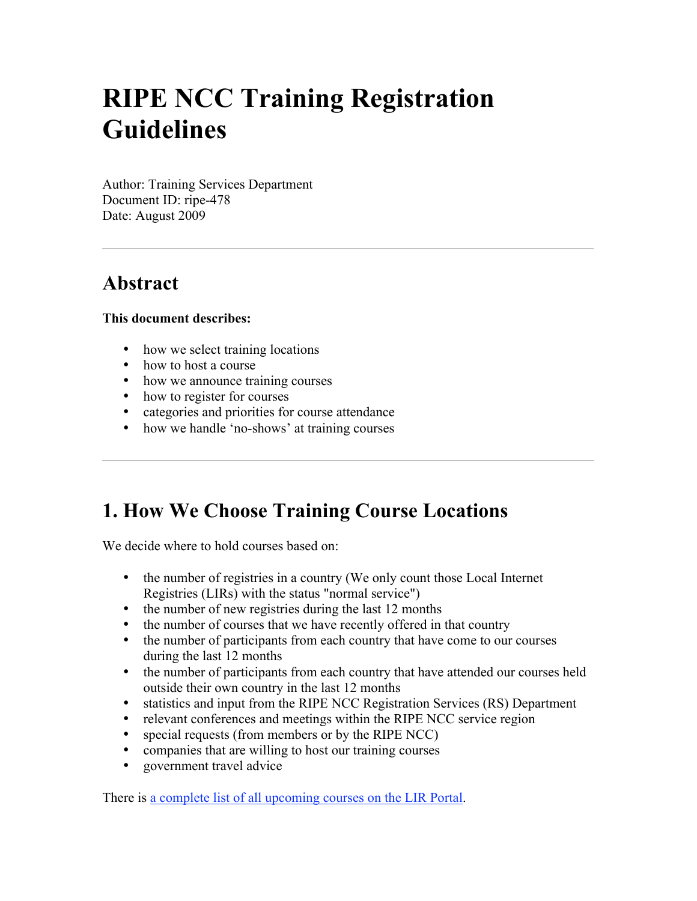# RIPE NCC Training Registration Guidelines

Author: Training Services Department
Document ID: ripe-478
Date: August 2009

---

## Abstract

**This document describes:**

- how we select training locations
- how to host a course
- how we announce training courses
- how to register for courses
- categories and priorities for course attendance
- how we handle 'no-shows' at training courses

---

## 1. How We Choose Training Course Locations

We decide where to hold courses based on:

- the number of registries in a country (We only count those Local Internet Registries (LIRs) with the status "normal service")
- the number of new registries during the last 12 months
- the number of courses that we have recently offered in that country
- the number of participants from each country that have come to our courses during the last 12 months
- the number of participants from each country that have attended our courses held outside their own country in the last 12 months
- statistics and input from the RIPE NCC Registration Services (RS) Department
- relevant conferences and meetings within the RIPE NCC service region
- special requests (from members or by the RIPE NCC)
- companies that are willing to host our training courses
- government travel advice

There is [a complete list of all upcoming courses on the LIR Portal](#).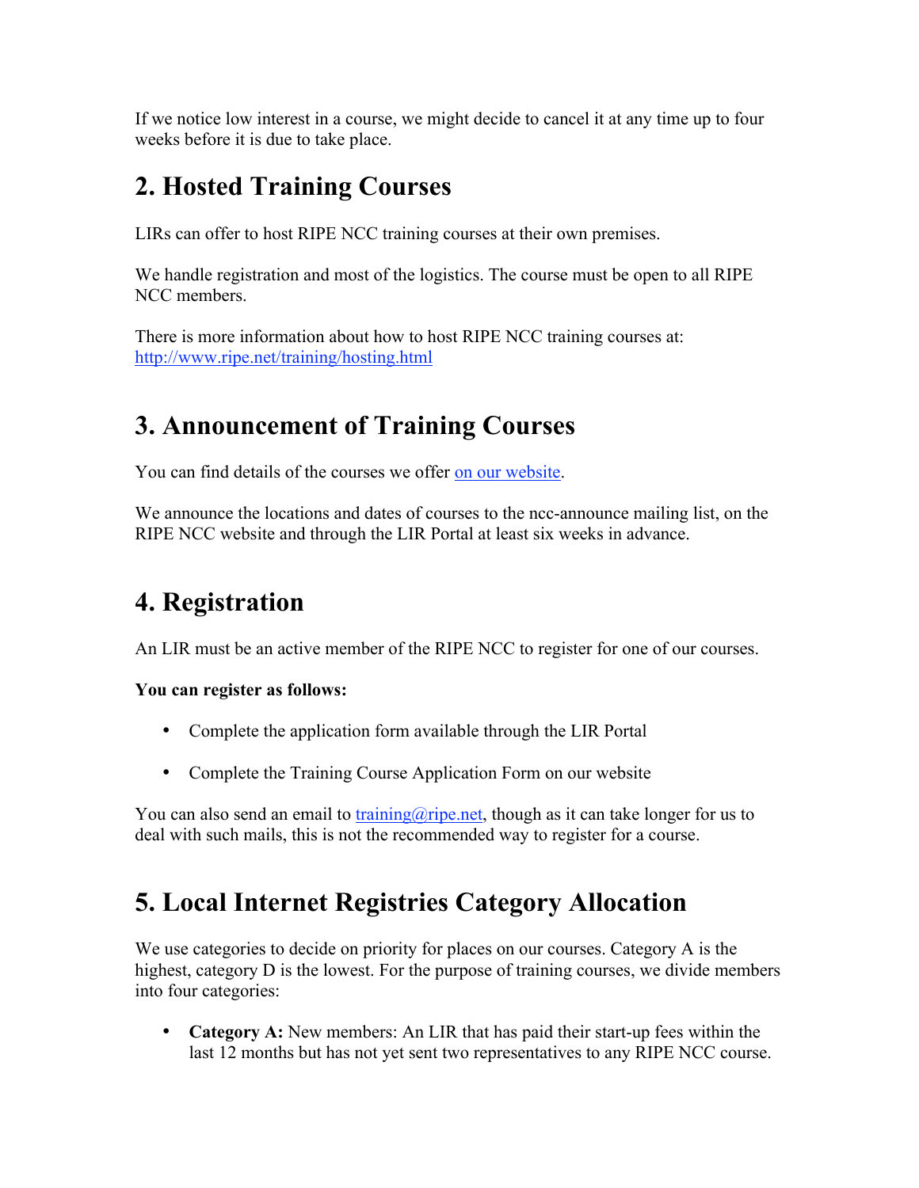If we notice low interest in a course, we might decide to cancel it at any time up to four weeks before it is due to take place.

## 2. Hosted Training Courses

LIRs can offer to host RIPE NCC training courses at their own premises.

We handle registration and most of the logistics. The course must be open to all RIPE NCC members.

There is more information about how to host RIPE NCC training courses at:
[http://www.ripe.net/training/hosting.html](http://www.ripe.net/training/hosting.html)

## 3. Announcement of Training Courses

You can find details of the courses we offer on our website.

We announce the locations and dates of courses to the ncc-announce mailing list, on the RIPE NCC website and through the LIR Portal at least six weeks in advance.

## 4. Registration

An LIR must be an active member of the RIPE NCC to register for one of our courses.

**You can register as follows:**

- Complete the application form available through the LIR Portal
- Complete the Training Course Application Form on our website

You can also send an email to training@ripe.net, though as it can take longer for us to deal with such mails, this is not the recommended way to register for a course.

## 5. Local Internet Registries Category Allocation

We use categories to decide on priority for places on our courses. Category A is the highest, category D is the lowest. For the purpose of training courses, we divide members into four categories:

- **Category A:** New members: An LIR that has paid their start-up fees within the last 12 months but has not yet sent two representatives to any RIPE NCC course.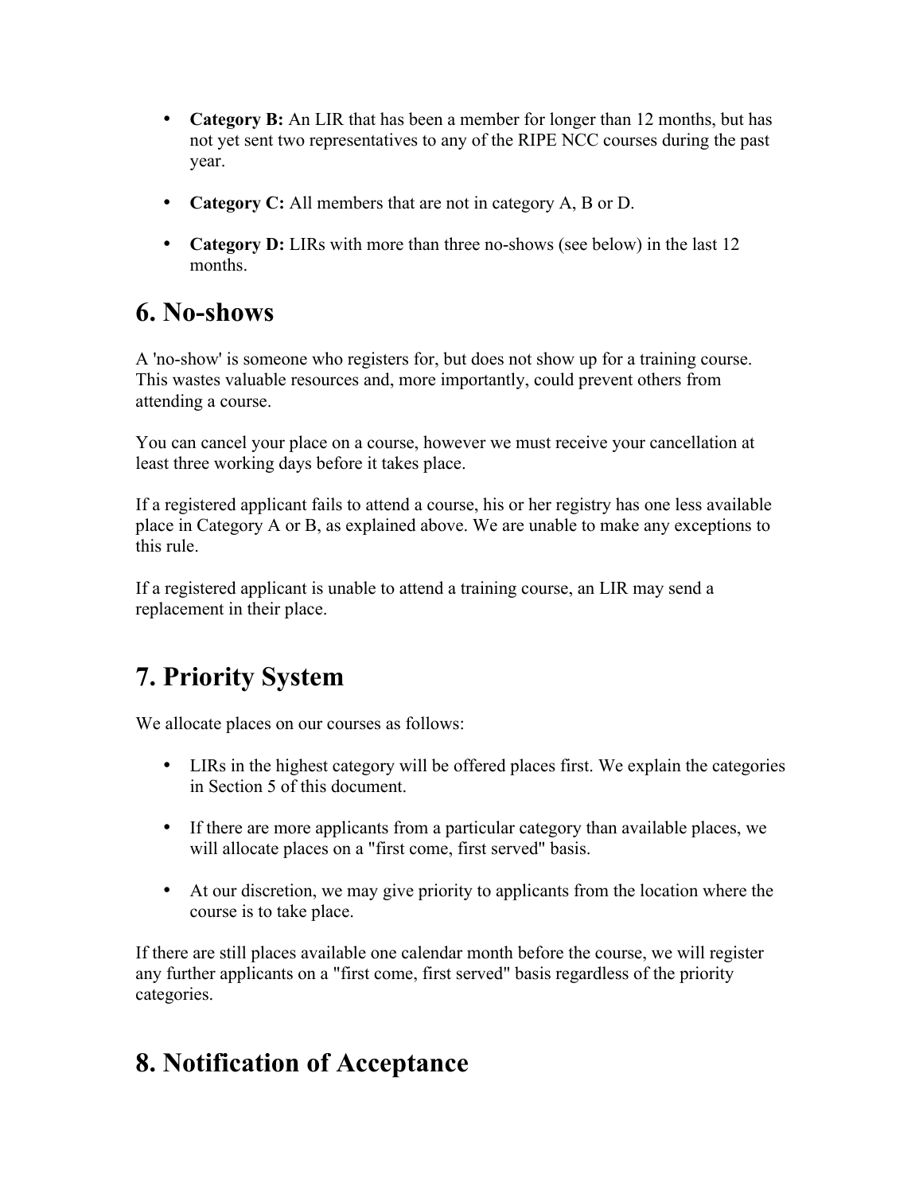- **Category B:** An LIR that has been a member for longer than 12 months, but has not yet sent two representatives to any of the RIPE NCC courses during the past year.

- **Category C:** All members that are not in category A, B or D.

- **Category D:** LIRs with more than three no-shows (see below) in the last 12 months.

# 6. No-shows

A 'no-show' is someone who registers for, but does not show up for a training course. This wastes valuable resources and, more importantly, could prevent others from attending a course.

You can cancel your place on a course, however we must receive your cancellation at least three working days before it takes place.

If a registered applicant fails to attend a course, his or her registry has one less available place in Category A or B, as explained above. We are unable to make any exceptions to this rule.

If a registered applicant is unable to attend a training course, an LIR may send a replacement in their place.

# 7. Priority System

We allocate places on our courses as follows:

- LIRs in the highest category will be offered places first. We explain the categories in Section 5 of this document.

- If there are more applicants from a particular category than available places, we will allocate places on a "first come, first served" basis.

- At our discretion, we may give priority to applicants from the location where the course is to take place.

If there are still places available one calendar month before the course, we will register any further applicants on a "first come, first served" basis regardless of the priority categories.

# 8. Notification of Acceptance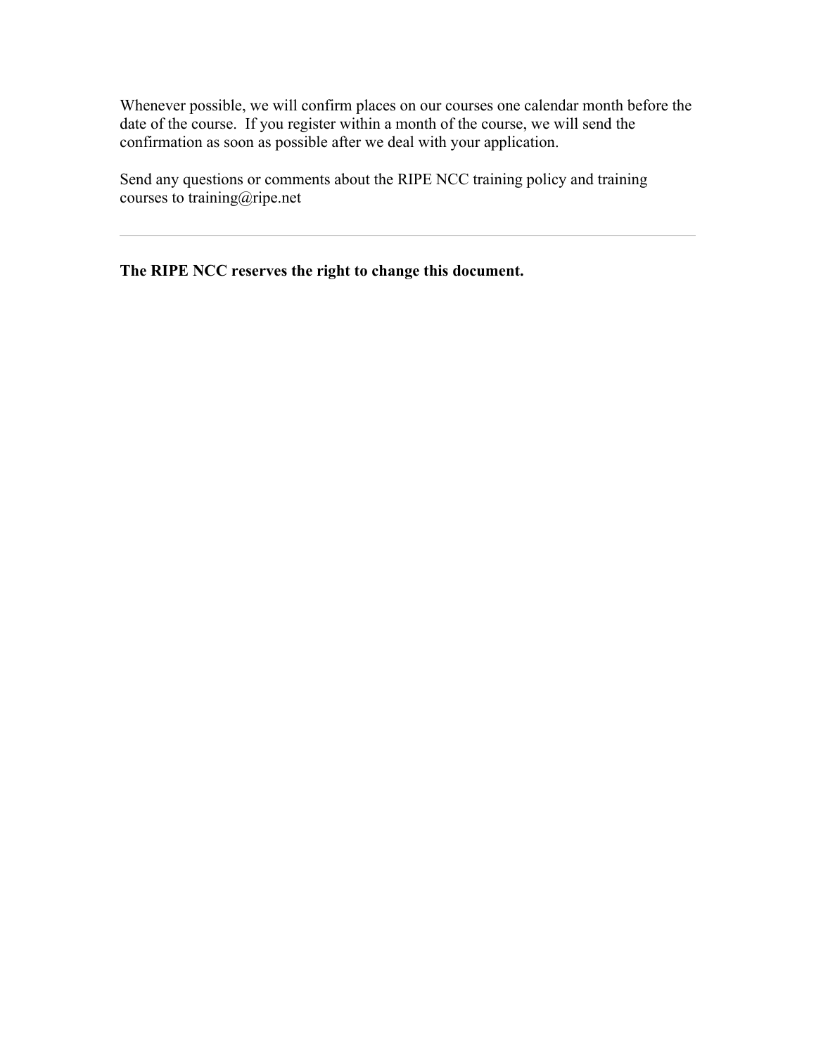Whenever possible, we will confirm places on our courses one calendar month before the date of the course. If you register within a month of the course, we will send the confirmation as soon as possible after we deal with your application.

Send any questions or comments about the RIPE NCC training policy and training courses to training@ripe.net

---

**The RIPE NCC reserves the right to change this document.**